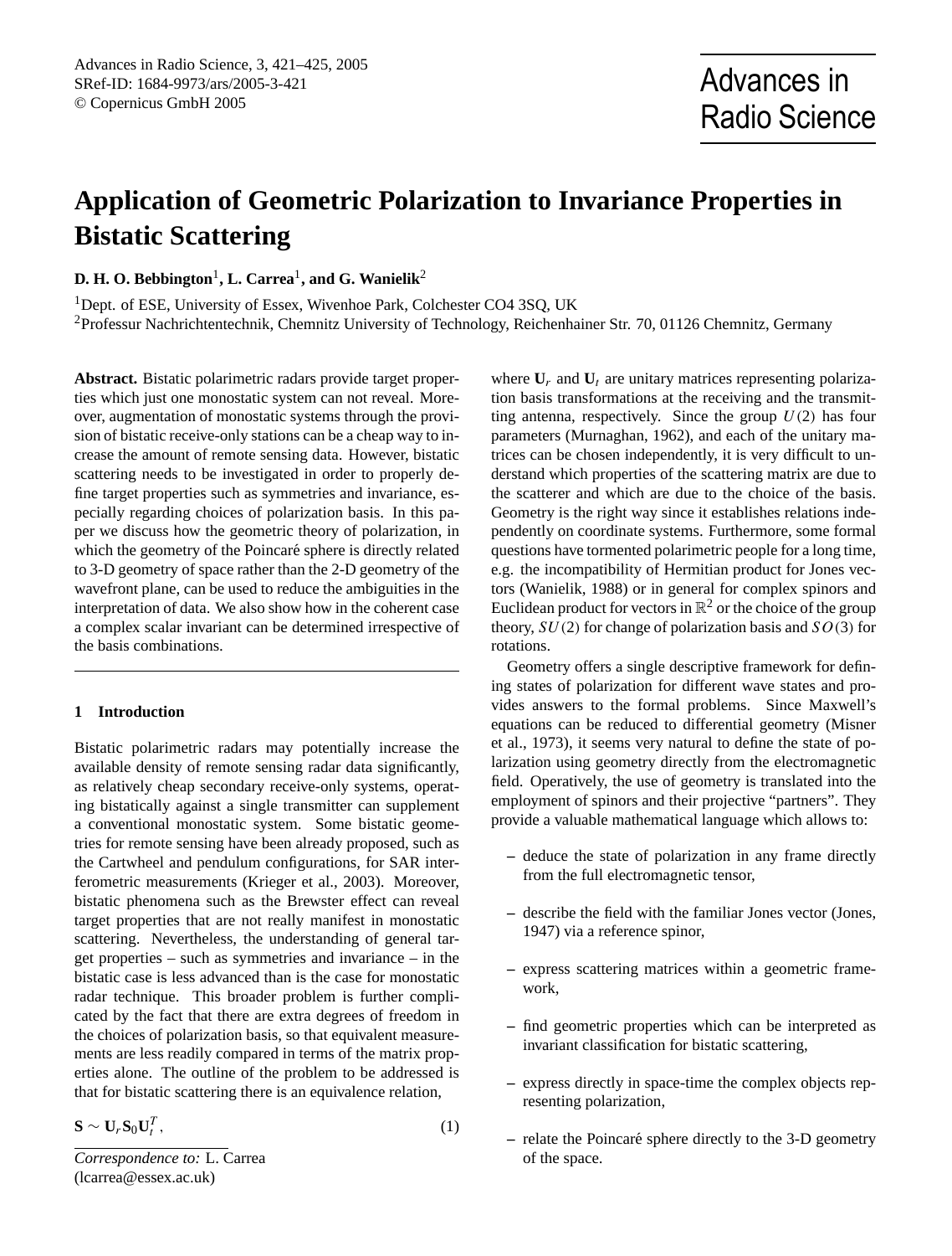# Application of Geometric Polarization to Invariance Properties in Bistatic Scattering

**D. H. O. Bebbington[1], L. Carrea[1], and G. Wanielik[2]**

[1]Dept. of ESE, University of Essex, Wivenhoe Park, Colchester CO4 3SQ, UK

[2]Professur Nachrichtentechnik, Chemnitz University of Technology, Reichenhainer Str. 70, 01126 Chemnitz, Germany

**Abstract.** Bistatic polarimetric radars provide target properties which just one monostatic system can not reveal. Moreover, augmentation of monostatic systems through the provision of bistatic receive-only stations can be a cheap way to increase the amount of remote sensing data. However, bistatic scattering needs to be investigated in order to properly define target properties such as symmetries and invariance, especially regarding choices of polarization basis. In this paper we discuss how the geometric theory of polarization, in which the geometry of the Poincaré sphere is directly related to 3-D geometry of space rather than the 2-D geometry of the wavefront plane, can be used to reduce the ambiguities in the interpretation of data. We also show how in the coherent case a complex scalar invariant can be determined irrespective of the basis combinations.

## 1 Introduction

Bistatic polarimetric radars may potentially increase the available density of remote sensing radar data significantly, as relatively cheap secondary receive-only systems, operating bistatically against a single transmitter can supplement a conventional monostatic system. Some bistatic geometries for remote sensing have been already proposed, such as the Cartwheel and pendulum configurations, for SAR interferometric measurements (Krieger et al., 2003). Moreover, bistatic phenomena such as the Brewster effect can reveal target properties that are not really manifest in monostatic scattering. Nevertheless, the understanding of general target properties – such as symmetries and invariance – in the bistatic case is less advanced than is the case for monostatic radar technique. This broader problem is further complicated by the fact that there are extra degrees of freedom in the choices of polarization basis, so that equivalent measurements are less readily compared in terms of the matrix properties alone. The outline of the problem to be addressed is that for bistatic scattering there is an equivalence relation,

$$\mathbf{S} \sim \mathbf{U}_r \mathbf{S}_0 \mathbf{U}_t^T, \tag{1}$$

where $\mathbf{U}_r$ and $\mathbf{U}_t$ are unitary matrices representing polarization basis transformations at the receiving and the transmitting antenna, respectively. Since the group $U(2)$ has four parameters (Murnaghan, 1962), and each of the unitary matrices can be chosen independently, it is very difficult to understand which properties of the scattering matrix are due to the scatterer and which are due to the choice of the basis. Geometry is the right way since it establishes relations independently on coordinate systems. Furthermore, some formal questions have tormented polarimetric people for a long time, e.g. the incompatibility of Hermitian product for Jones vectors (Wanielik, 1988) or in general for complex spinors and Euclidean product for vectors in $\mathbb{R}^2$ or the choice of the group theory, $SU(2)$ for change of polarization basis and $SO(3)$ for rotations.

Geometry offers a single descriptive framework for defining states of polarization for different wave states and provides answers to the formal problems. Since Maxwell's equations can be reduced to differential geometry (Misner et al., 1973), it seems very natural to define the state of polarization using geometry directly from the electromagnetic field. Operatively, the use of geometry is translated into the employment of spinors and their projective "partners". They provide a valuable mathematical language which allows to:

- deduce the state of polarization in any frame directly from the full electromagnetic tensor,
- describe the field with the familiar Jones vector (Jones, 1947) via a reference spinor,
- express scattering matrices within a geometric framework,
- find geometric properties which can be interpreted as invariant classification for bistatic scattering,
- express directly in space-time the complex objects representing polarization,
- relate the Poincaré sphere directly to the 3-D geometry of the space.

*Correspondence to:* L. Carrea (lcarrea@essex.ac.uk)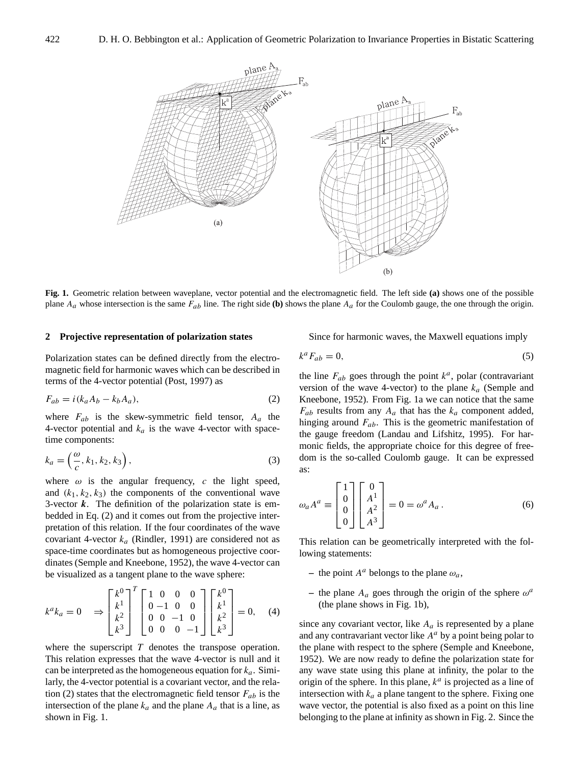**Fig. 1.** Geometric relation between waveplane, vector potential and the electromagnetic field. The left side **(a)** shows one of the possible plane $A_a$ whose intersection is the same $F_{ab}$ line. The right side **(b)** shows the plane $A_a$ for the Coulomb gauge, the one through the origin.

## 2 Projective representation of polarization states

Polarization states can be defined directly from the electromagnetic field for harmonic waves which can be described in terms of the 4-vector potential (Post, 1997) as

$$F_{ab} = i(k_a A_b - k_b A_a), \tag{2}$$

where $F_{ab}$ is the skew-symmetric field tensor, $A_a$ the 4-vector potential and $k_a$ is the wave 4-vector with space-time components:

$$k_a = \left(\frac{\omega}{c}, k_1, k_2, k_3\right), \tag{3}$$

where $\omega$ is the angular frequency, $c$ the light speed, and $(k_1, k_2, k_3)$ the components of the conventional wave 3-vector $\boldsymbol{k}$. The definition of the polarization state is embedded in Eq. (2) and it comes out from the projective interpretation of this relation. If the four coordinates of the wave covariant 4-vector $k_a$ (Rindler, 1991) are considered not as space-time coordinates but as homogeneous projective coordinates (Semple and Kneebone, 1952), the wave 4-vector can be visualized as a tangent plane to the wave sphere:

$$k^a k_a = 0 \quad \Rightarrow \begin{bmatrix} k^0 \\ k^1 \\ k^2 \\ k^3 \end{bmatrix}^T \begin{bmatrix} 1 & 0 & 0 & 0 \\ 0 & -1 & 0 & 0 \\ 0 & 0 & -1 & 0 \\ 0 & 0 & 0 & -1 \end{bmatrix} \begin{bmatrix} k^0 \\ k^1 \\ k^2 \\ k^3 \end{bmatrix} = 0, \tag{4}$$

where the superscript $T$ denotes the transpose operation. This relation expresses that the wave 4-vector is null and it can be interpreted as the homogeneous equation for $k_a$. Similarly, the 4-vector potential is a covariant vector, and the relation (2) states that the electromagnetic field tensor $F_{ab}$ is the intersection of the plane $k_a$ and the plane $A_a$ that is a line, as shown in Fig. 1.

Since for harmonic waves, the Maxwell equations imply

$$k^a F_{ab} = 0, \tag{5}$$

the line $F_{ab}$ goes through the point $k^a$, polar (contravariant version of the wave 4-vector) to the plane $k_a$ (Semple and Kneebone, 1952). From Fig. 1a we can notice that the same $F_{ab}$ results from any $A_a$ that has the $k_a$ component added, hinging around $F_{ab}$. This is the geometric manifestation of the gauge freedom (Landau and Lifshitz, 1995). For harmonic fields, the appropriate choice for this degree of freedom is the so-called Coulomb gauge. It can be expressed as:

$$\omega_a A^a \equiv \begin{bmatrix} 1 \\ 0 \\ 0 \\ 0 \end{bmatrix} \begin{bmatrix} 0 \\ A^1 \\ A^2 \\ A^3 \end{bmatrix} = 0 = \omega^a A_a \,. \tag{6}$$

This relation can be geometrically interpreted with the following statements:

- the point $A^a$ belongs to the plane $\omega_a$,
- the plane $A_a$ goes through the origin of the sphere $\omega^a$ (the plane shows in Fig. 1b),

since any covariant vector, like $A_a$ is represented by a plane and any contravariant vector like $A^a$ by a point being polar to the plane with respect to the sphere (Semple and Kneebone, 1952). We are now ready to define the polarization state for any wave state using this plane at infinity, the polar to the origin of the sphere. In this plane, $k^a$ is projected as a line of intersection with $k_a$ a plane tangent to the sphere. Fixing one wave vector, the potential is also fixed as a point on this line belonging to the plane at infinity as shown in Fig. 2. Since the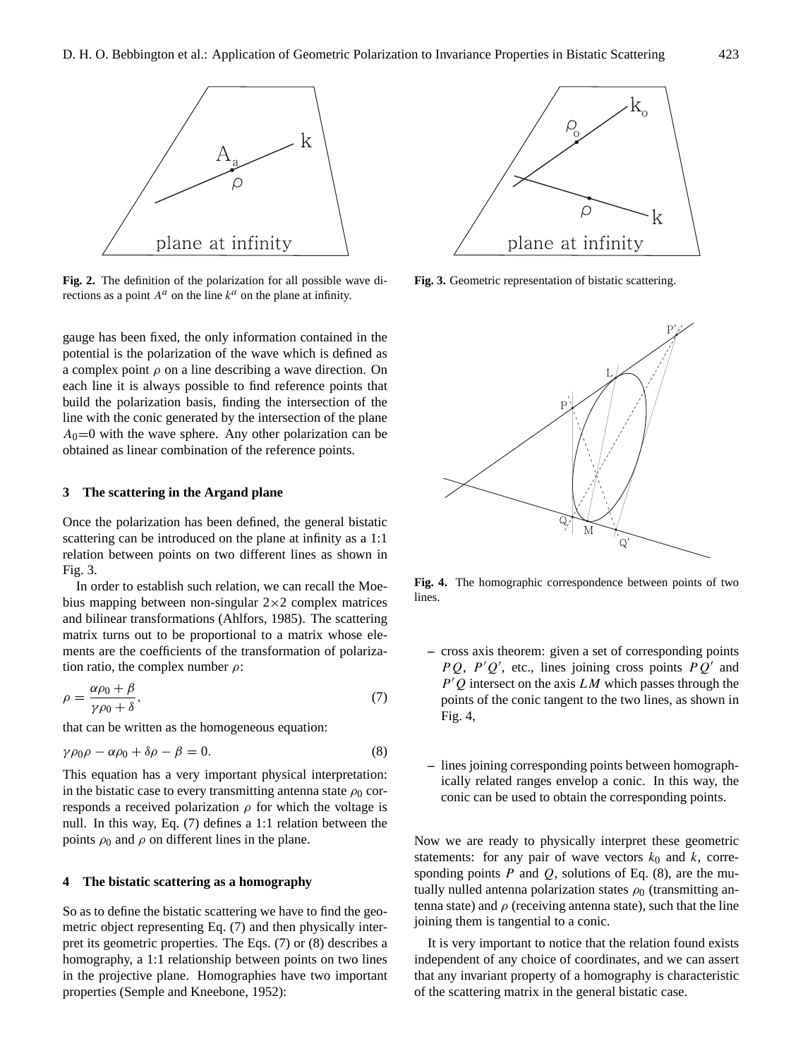**Fig. 2.** The definition of the polarization for all possible wave directions as a point $A^a$ on the line $k^a$ on the plane at infinity.

**Fig. 3.** Geometric representation of bistatic scattering.

gauge has been fixed, the only information contained in the potential is the polarization of the wave which is defined as a complex point $\rho$ on a line describing a wave direction. On each line it is always possible to find reference points that build the polarization basis, finding the intersection of the line with the conic generated by the intersection of the plane $A_0$=0 with the wave sphere. Any other polarization can be obtained as linear combination of the reference points.

## 3 The scattering in the Argand plane

Once the polarization has been defined, the general bistatic scattering can be introduced on the plane at infinity as a 1:1 relation between points on two different lines as shown in Fig. 3.

In order to establish such relation, we can recall the Moebius mapping between non-singular 2×2 complex matrices and bilinear transformations (Ahlfors, 1985). The scattering matrix turns out to be proportional to a matrix whose elements are the coefficients of the transformation of polarization ratio, the complex number $\rho$:

$$\rho = \frac{\alpha\rho_0 + \beta}{\gamma\rho_0 + \delta}, \tag{7}$$

that can be written as the homogeneous equation:

$$\gamma\rho_0\rho - \alpha\rho_0 + \delta\rho - \beta = 0. \tag{8}$$

This equation has a very important physical interpretation: in the bistatic case to every transmitting antenna state $\rho_0$ corresponds a received polarization $\rho$ for which the voltage is null. In this way, Eq. (7) defines a 1:1 relation between the points $\rho_0$ and $\rho$ on different lines in the plane.

## 4 The bistatic scattering as a homography

So as to define the bistatic scattering we have to find the geometric object representing Eq. (7) and then physically interpret its geometric properties. The Eqs. (7) or (8) describes a homography, a 1:1 relationship between points on two lines in the projective plane. Homographies have two important properties (Semple and Kneebone, 1952):

**Fig. 4.** The homographic correspondence between points of two lines.

– cross axis theorem: given a set of corresponding points $PQ$, $P'Q'$, etc., lines joining cross points $PQ'$ and $P'Q$ intersect on the axis $LM$ which passes through the points of the conic tangent to the two lines, as shown in Fig. 4,

– lines joining corresponding points between homographically related ranges envelop a conic. In this way, the conic can be used to obtain the corresponding points.

Now we are ready to physically interpret these geometric statements: for any pair of wave vectors $k_0$ and $k$, corresponding points $P$ and $Q$, solutions of Eq. (8), are the mutually nulled antenna polarization states $\rho_0$ (transmitting antenna state) and $\rho$ (receiving antenna state), such that the line joining them is tangential to a conic.

It is very important to notice that the relation found exists independent of any choice of coordinates, and we can assert that any invariant property of a homography is characteristic of the scattering matrix in the general bistatic case.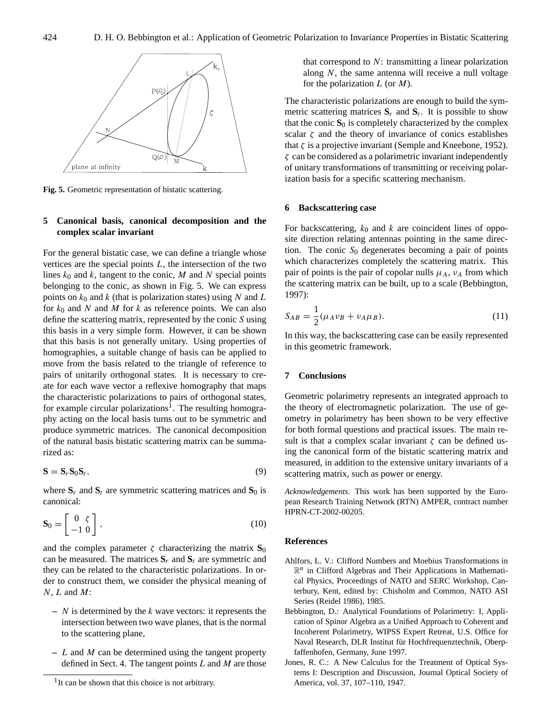**Fig. 5.** Geometric representation of bistatic scattering.

## 5 Canonical basis, canonical decomposition and the complex scalar invariant

For the general bistatic case, we can define a triangle whose vertices are the special points $L$, the intersection of the two lines $k_0$ and $k$, tangent to the conic, $M$ and $N$ special points belonging to the conic, as shown in Fig. 5. We can express points on $k_0$ and $k$ (that is polarization states) using $N$ and $L$ for $k_0$ and $N$ and $M$ for $k$ as reference points. We can also define the scattering matrix, represented by the conic $S$ using this basis in a very simple form. However, it can be shown that this basis is not generally unitary. Using properties of homographies, a suitable change of basis can be applied to move from the basis related to the triangle of reference to pairs of unitarily orthogonal states. It is necessary to create for each wave vector a reflexive homography that maps the characteristic polarizations to pairs of orthogonal states, for example circular polarizations[1]. The resulting homography acting on the local basis turns out to be symmetric and produce symmetric matrices. The canonical decomposition of the natural basis bistatic scattering matrix can be summarized as:

$$\mathbf{S} = \mathbf{S}_r \mathbf{S}_0 \mathbf{S}_t, \tag{9}$$

where $\mathbf{S}_r$ and $\mathbf{S}_t$ are symmetric scattering matrices and $\mathbf{S}_0$ is canonical:

$$\mathbf{S}_0 = \begin{bmatrix} 0 & \zeta \\ -1 & 0 \end{bmatrix}, \tag{10}$$

and the complex parameter $\zeta$ characterizing the matrix $\mathbf{S}_0$ can be measured. The matrices $\mathbf{S}_r$ and $\mathbf{S}_t$ are symmetric and they can be related to the characteristic polarizations. In order to construct them, we consider the physical meaning of $N$, $L$ and $M$:

- $N$ is determined by the $k$ wave vectors: it represents the intersection between two wave planes, that is the normal to the scattering plane,
- $L$ and $M$ can be determined using the tangent property defined in Sect. 4. The tangent points $L$ and $M$ are those that correspond to $N$: transmitting a linear polarization along $N$, the same antenna will receive a null voltage for the polarization $L$ (or $M$).

The characteristic polarizations are enough to build the symmetric scattering matrices $\mathbf{S}_r$ and $\mathbf{S}_t$. It is possible to show that the conic $\mathbf{S}_0$ is completely characterized by the complex scalar $\zeta$ and the theory of invariance of conics establishes that $\zeta$ is a projective invariant (Semple and Kneebone, 1952). $\zeta$ can be considered as a polarimetric invariant independently of unitary transformations of transmitting or receiving polarization basis for a specific scattering mechanism.

[1] It can be shown that this choice is not arbitrary.

## 6 Backscattering case

For backscattering, $k_0$ and $k$ are coincident lines of opposite direction relating antennas pointing in the same direction. The conic $S_0$ degenerates becoming a pair of points which characterizes completely the scattering matrix. This pair of points is the pair of copolar nulls $\mu_A$, $\nu_A$ from which the scattering matrix can be built, up to a scale (Bebbington, 1997):

$$S_{AB} = \frac{1}{2}(\mu_A \nu_B + \nu_A \mu_B). \tag{11}$$

In this way, the backscattering case can be easily represented in this geometric framework.

## 7 Conclusions

Geometric polarimetry represents an integrated approach to the theory of electromagnetic polarization. The use of geometry in polarimetry has been shown to be very effective for both formal questions and practical issues. The main result is that a complex scalar invariant $\zeta$ can be defined using the canonical form of the bistatic scattering matrix and measured, in addition to the extensive unitary invariants of a scattering matrix, such as power or energy.

*Acknowledgements.* This work has been supported by the European Research Training Network (RTN) AMPER, contract number HPRN-CT-2002-00205.

## References

Ahlfors, L. V.: Clifford Numbers and Moebius Transformations in $\mathbb{R}^n$ in Clifford Algebras and Their Applications in Mathematical Physics, Proceedings of NATO and SERC Workshop, Canterbury, Kent, edited by: Chisholm and Common, NATO ASI Series (Reidel 1986), 1985.

Bebbington, D.: Analytical Foundations of Polarimetry: I, Application of Spinor Algebra as a Unified Approach to Coherent and Incoherent Polarimetry, WIPSS Expert Retreat, U.S. Office for Naval Research, DLR Institut für Hochfrequenztechnik, Oberpfaffenhofen, Germany, June 1997.

Jones, R. C.: A New Calculus for the Treatment of Optical Systems I: Description and Discussion, Journal Optical Society of America, vol. 37, 107–110, 1947.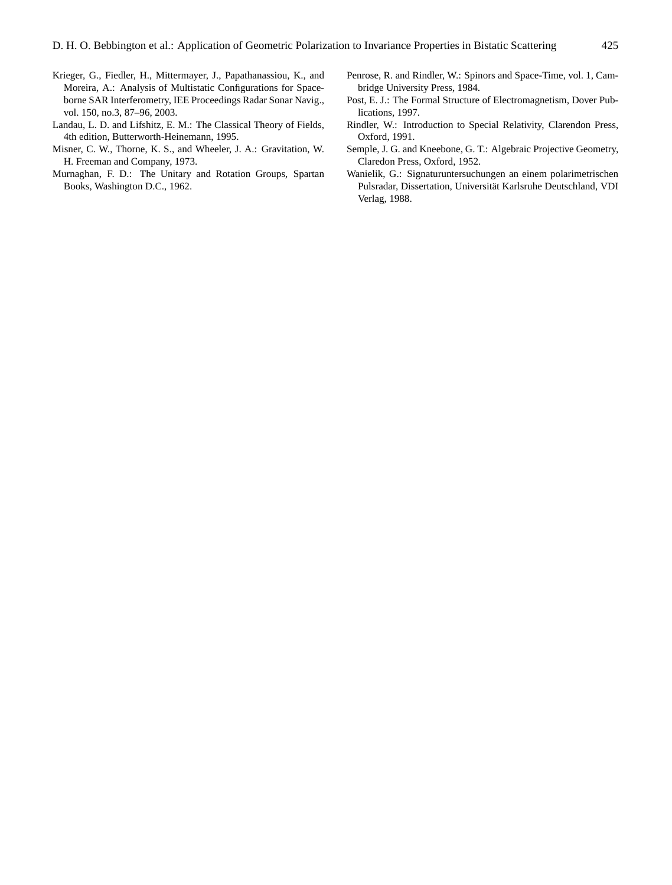Krieger, G., Fiedler, H., Mittermayer, J., Papathanassiou, K., and Moreira, A.: Analysis of Multistatic Configurations for Spaceborne SAR Interferometry, IEE Proceedings Radar Sonar Navig., vol. 150, no.3, 87–96, 2003.

Landau, L. D. and Lifshitz, E. M.: The Classical Theory of Fields, 4th edition, Butterworth-Heinemann, 1995.

Misner, C. W., Thorne, K. S., and Wheeler, J. A.: Gravitation, W. H. Freeman and Company, 1973.

Murnaghan, F. D.: The Unitary and Rotation Groups, Spartan Books, Washington D.C., 1962.

Penrose, R. and Rindler, W.: Spinors and Space-Time, vol. 1, Cambridge University Press, 1984.

Post, E. J.: The Formal Structure of Electromagnetism, Dover Publications, 1997.

Rindler, W.: Introduction to Special Relativity, Clarendon Press, Oxford, 1991.

Semple, J. G. and Kneebone, G. T.: Algebraic Projective Geometry, Claredon Press, Oxford, 1952.

Wanielik, G.: Signaturuntersuchungen an einem polarimetrischen Pulsradar, Dissertation, Universität Karlsruhe Deutschland, VDI Verlag, 1988.